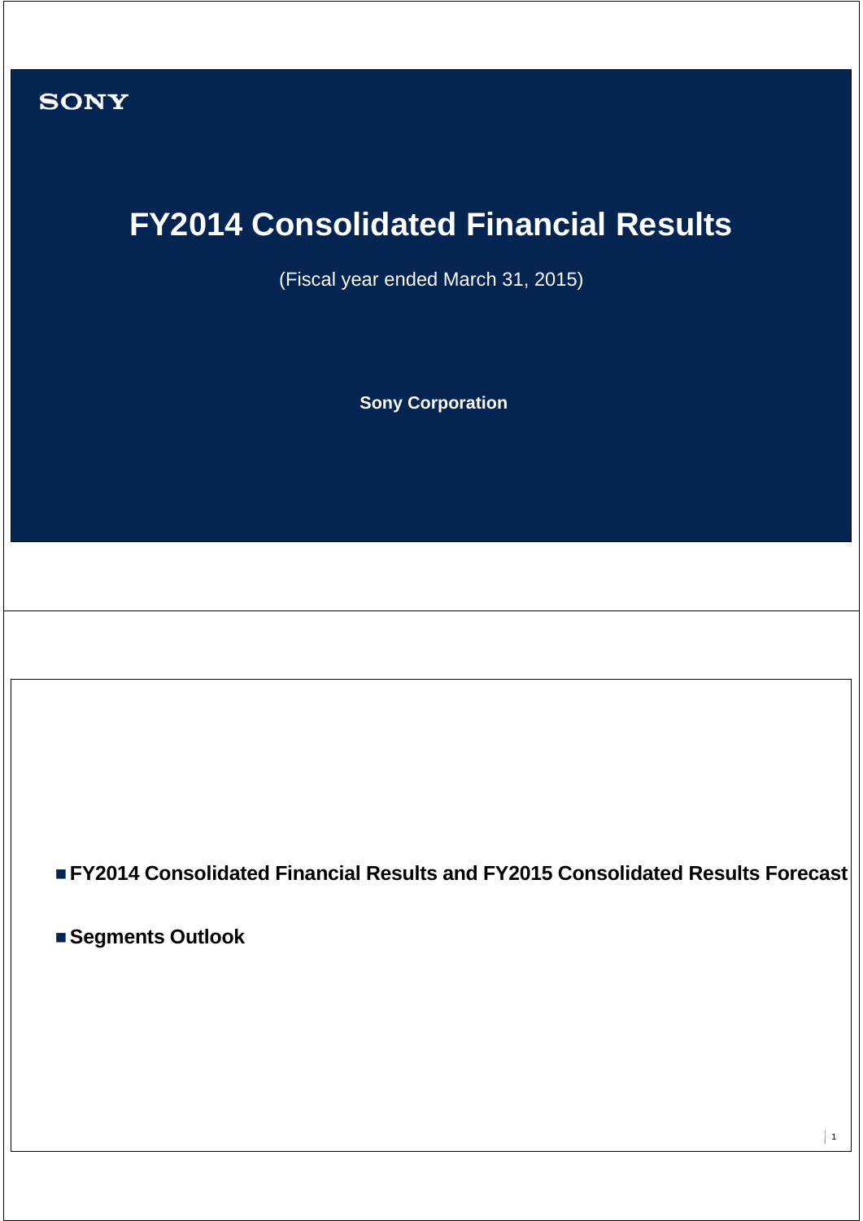SONY

# FY2014 Consolidated Financial Results

(Fiscal year ended March 31, 2015)

**Sony Corporation**

- **FY2014 Consolidated Financial Results and FY2015 Consolidated Results Forecast**
- **Segments Outlook**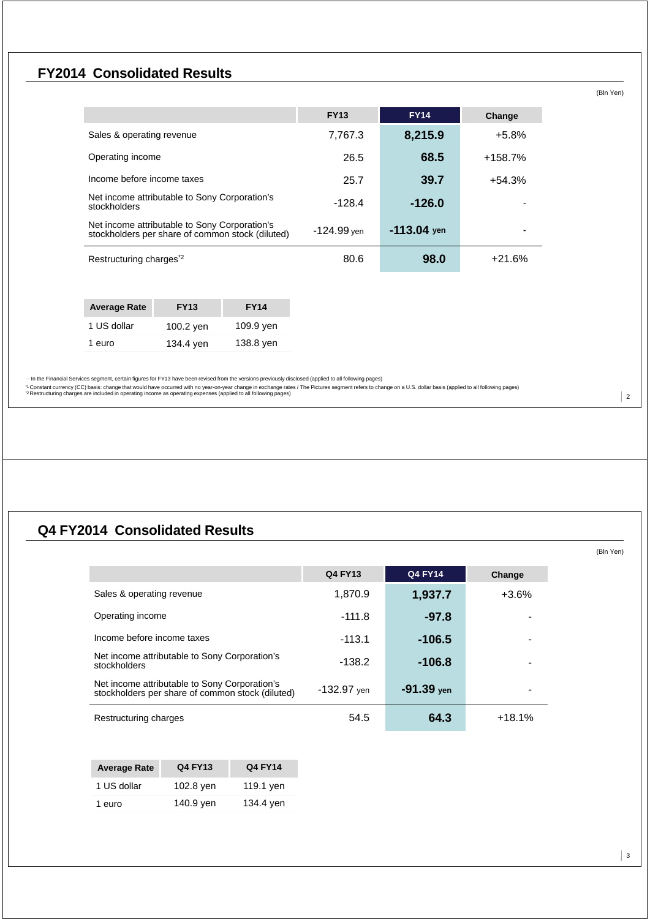## FY2014 Consolidated Results

(Bln Yen)

| | FY13 | FY14 | Change |
|---|---|---|---|
| Sales & operating revenue | 7,767.3 | **8,215.9** | +5.8% |
| Operating income | 26.5 | **68.5** | +158.7% |
| Income before income taxes | 25.7 | **39.7** | +54.3% |
| Net income attributable to Sony Corporation's stockholders | -128.4 | **-126.0** | - |
| Net income attributable to Sony Corporation's stockholders per share of common stock (diluted) | -124.99 yen | **-113.04 yen** | - |
| Restructuring charges[*2] | 80.6 | **98.0** | +21.6% |

| Average Rate | FY13 | FY14 |
|---|---|---|
| 1 US dollar | 100.2 yen | 109.9 yen |
| 1 euro | 134.4 yen | 138.8 yen |

- In the Financial Services segment, certain figures for FY13 have been revised from the versions previously disclosed (applied to all following pages)

[*1] Constant currency (CC) basis: change that would have occurred with no year-on-year change in exchange rates / The Pictures segment refers to change on a U.S. dollar basis (applied to all following pages)

[*2] Restructuring charges are included in operating income as operating expenses (applied to all following pages)

## Q4 FY2014 Consolidated Results

(Bln Yen)

| | Q4 FY13 | Q4 FY14 | Change |
|---|---|---|---|
| Sales & operating revenue | 1,870.9 | **1,937.7** | +3.6% |
| Operating income | -111.8 | **-97.8** | - |
| Income before income taxes | -113.1 | **-106.5** | - |
| Net income attributable to Sony Corporation's stockholders | -138.2 | **-106.8** | - |
| Net income attributable to Sony Corporation's stockholders per share of common stock (diluted) | -132.97 yen | **-91.39 yen** | - |
| Restructuring charges | 54.5 | **64.3** | +18.1% |

| Average Rate | Q4 FY13 | Q4 FY14 |
|---|---|---|
| 1 US dollar | 102.8 yen | 119.1 yen |
| 1 euro | 140.9 yen | 134.4 yen |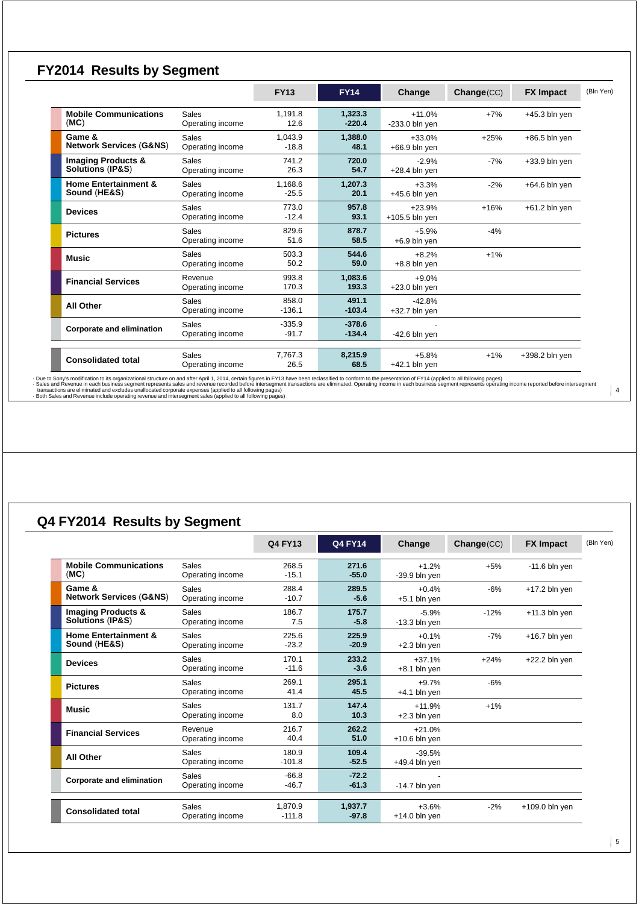## FY2014 Results by Segment

(Bln Yen)

| Segment | | FY13 | FY14 | Change | Change(CC) | FX Impact |
|---|---|---|---|---|---|---|
| **Mobile Communications** (**MC**) | Sales | 1,191.8 | **1,323.3** | +11.0% | +7% | +45.3 bln yen |
| | Operating income | 12.6 | **-220.4** | -233.0 bln yen | | |
| **Game & Network Services** (**G&NS**) | Sales | 1,043.9 | **1,388.0** | +33.0% | +25% | +86.5 bln yen |
| | Operating income | -18.8 | **48.1** | +66.9 bln yen | | |
| **Imaging Products & Solutions** (**IP&S**) | Sales | 741.2 | **720.0** | -2.9% | -7% | +33.9 bln yen |
| | Operating income | 26.3 | **54.7** | +28.4 bln yen | | |
| **Home Entertainment & Sound** (**HE&S**) | Sales | 1,168.6 | **1,207.3** | +3.3% | -2% | +64.6 bln yen |
| | Operating income | -25.5 | **20.1** | +45.6 bln yen | | |
| **Devices** | Sales | 773.0 | **957.8** | +23.9% | +16% | +61.2 bln yen |
| | Operating income | -12.4 | **93.1** | +105.5 bln yen | | |
| **Pictures** | Sales | 829.6 | **878.7** | +5.9% | -4% | |
| | Operating income | 51.6 | **58.5** | +6.9 bln yen | | |
| **Music** | Sales | 503.3 | **544.6** | +8.2% | +1% | |
| | Operating income | 50.2 | **59.0** | +8.8 bln yen | | |
| **Financial Services** | Revenue | 993.8 | **1,083.6** | +9.0% | | |
| | Operating income | 170.3 | **193.3** | +23.0 bln yen | | |
| **All Other** | Sales | 858.0 | **491.1** | -42.8% | | |
| | Operating income | -136.1 | **-103.4** | +32.7 bln yen | | |
| **Corporate and elimination** | Sales | -335.9 | **-378.6** | - | | |
| | Operating income | -91.7 | **-134.4** | -42.6 bln yen | | |
| **Consolidated total** | Sales | 7,767.3 | **8,215.9** | +5.8% | +1% | +398.2 bln yen |
| | Operating income | 26.5 | **68.5** | +42.1 bln yen | | |

· Due to Sony's modification to its organizational structure on and after April 1, 2014, certain figures in FY13 have been reclassified to conform to the presentation of FY14 (applied to all following pages)
· Sales and Revenue in each business segment represents sales and revenue recorded before intersegment transactions are eliminated. Operating income in each business segment represents operating income reported before intersegment transactions are eliminated and excludes unallocated corporate expenses (applied to all following pages)
· Both Sales and Revenue include operating revenue and intersegment sales (applied to all following pages)

## Q4 FY2014 Results by Segment

(Bln Yen)

| Segment | | Q4 FY13 | Q4 FY14 | Change | Change(CC) | FX Impact |
|---|---|---|---|---|---|---|
| **Mobile Communications** (**MC**) | Sales | 268.5 | **271.6** | +1.2% | +5% | -11.6 bln yen |
| | Operating income | -15.1 | **-55.0** | -39.9 bln yen | | |
| **Game & Network Services** (**G&NS**) | Sales | 288.4 | **289.5** | +0.4% | -6% | +17.2 bln yen |
| | Operating income | -10.7 | **-5.6** | +5.1 bln yen | | |
| **Imaging Products & Solutions** (**IP&S**) | Sales | 186.7 | **175.7** | -5.9% | -12% | +11.3 bln yen |
| | Operating income | 7.5 | **-5.8** | -13.3 bln yen | | |
| **Home Entertainment & Sound** (**HE&S**) | Sales | 225.6 | **225.9** | +0.1% | -7% | +16.7 bln yen |
| | Operating income | -23.2 | **-20.9** | +2.3 bln yen | | |
| **Devices** | Sales | 170.1 | **233.2** | +37.1% | +24% | +22.2 bln yen |
| | Operating income | -11.6 | **-3.6** | +8.1 bln yen | | |
| **Pictures** | Sales | 269.1 | **295.1** | +9.7% | -6% | |
| | Operating income | 41.4 | **45.5** | +4.1 bln yen | | |
| **Music** | Sales | 131.7 | **147.4** | +11.9% | +1% | |
| | Operating income | 8.0 | **10.3** | +2.3 bln yen | | |
| **Financial Services** | Revenue | 216.7 | **262.2** | +21.0% | | |
| | Operating income | 40.4 | **51.0** | +10.6 bln yen | | |
| **All Other** | Sales | 180.9 | **109.4** | -39.5% | | |
| | Operating income | -101.8 | **-52.5** | +49.4 bln yen | | |
| **Corporate and elimination** | Sales | -66.8 | **-72.2** | - | | |
| | Operating income | -46.7 | **-61.3** | -14.7 bln yen | | |
| **Consolidated total** | Sales | 1,870.9 | **1,937.7** | +3.6% | -2% | +109.0 bln yen |
| | Operating income | -111.8 | **-97.8** | +14.0 bln yen | | |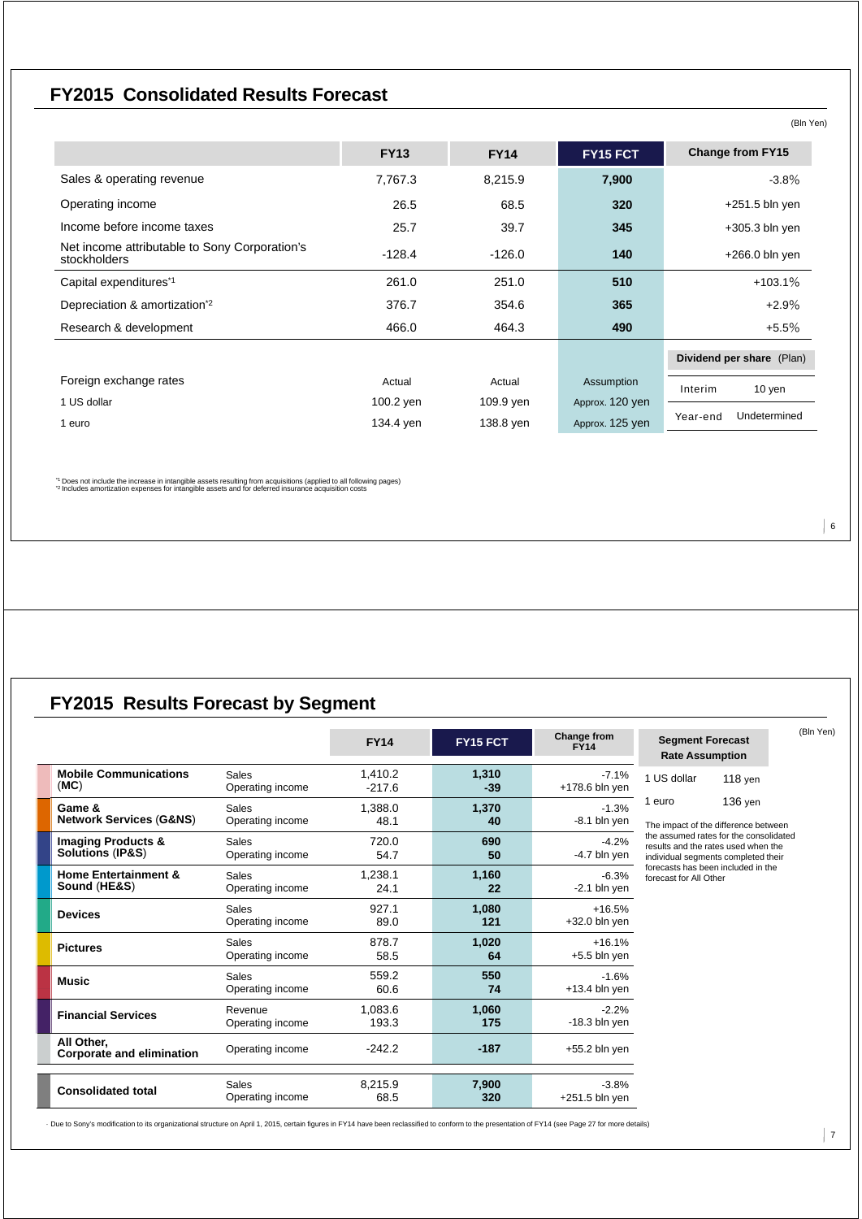## FY2015 Consolidated Results Forecast

(Bln Yen)

| | FY13 | FY14 | FY15 FCT | Change from FY15 |
|---|---|---|---|---|
| Sales & operating revenue | 7,767.3 | 8,215.9 | **7,900** | -3.8% |
| Operating income | 26.5 | 68.5 | **320** | +251.5 bln yen |
| Income before income taxes | 25.7 | 39.7 | **345** | +305.3 bln yen |
| Net income attributable to Sony Corporation's stockholders | -128.4 | -126.0 | **140** | +266.0 bln yen |
| Capital expenditures[*1] | 261.0 | 251.0 | **510** | +103.1% |
| Depreciation & amortization[*2] | 376.7 | 354.6 | **365** | +2.9% |
| Research & development | 466.0 | 464.3 | **490** | +5.5% |

| Foreign exchange rates | Actual | Actual | Assumption |
|---|---|---|---|
| 1 US dollar | 100.2 yen | 109.9 yen | Approx. 120 yen |
| 1 euro | 134.4 yen | 138.8 yen | Approx. 125 yen |

| Dividend per share (Plan) | |
|---|---|
| Interim | 10 yen |
| Year-end | Undetermined |

[*1] Does not include the increase in intangible assets resulting from acquisitions (applied to all following pages)
[*2] Includes amortization expenses for intangible assets and for deferred insurance acquisition costs

## FY2015 Results Forecast by Segment

(Bln Yen)

| Segment | | FY14 | FY15 FCT | Change from FY14 |
|---|---|---|---|---|
| **Mobile Communications (MC)** | Sales | 1,410.2 | **1,310** | -7.1% |
| | Operating income | -217.6 | **-39** | +178.6 bln yen |
| **Game & Network Services (G&NS)** | Sales | 1,388.0 | **1,370** | -1.3% |
| | Operating income | 48.1 | **40** | -8.1 bln yen |
| **Imaging Products & Solutions (IP&S)** | Sales | 720.0 | **690** | -4.2% |
| | Operating income | 54.7 | **50** | -4.7 bln yen |
| **Home Entertainment & Sound (HE&S)** | Sales | 1,238.1 | **1,160** | -6.3% |
| | Operating income | 24.1 | **22** | -2.1 bln yen |
| **Devices** | Sales | 927.1 | **1,080** | +16.5% |
| | Operating income | 89.0 | **121** | +32.0 bln yen |
| **Pictures** | Sales | 878.7 | **1,020** | +16.1% |
| | Operating income | 58.5 | **64** | +5.5 bln yen |
| **Music** | Sales | 559.2 | **550** | -1.6% |
| | Operating income | 60.6 | **74** | +13.4 bln yen |
| **Financial Services** | Revenue | 1,083.6 | **1,060** | -2.2% |
| | Operating income | 193.3 | **175** | -18.3 bln yen |
| **All Other, Corporate and elimination** | Operating income | -242.2 | **-187** | +55.2 bln yen |
| **Consolidated total** | Sales | 8,215.9 | **7,900** | -3.8% |
| | Operating income | 68.5 | **320** | +251.5 bln yen |

**Segment Forecast Rate Assumption**

| | |
|---|---|
| 1 US dollar | 118 yen |
| 1 euro | 136 yen |

The impact of the difference between the assumed rates for the consolidated results and the rates used when the individual segments completed their forecasts has been included in the forecast for All Other

· Due to Sony's modification to its organizational structure on April 1, 2015, certain figures in FY14 have been reclassified to conform to the presentation of FY14 (see Page 27 for more details)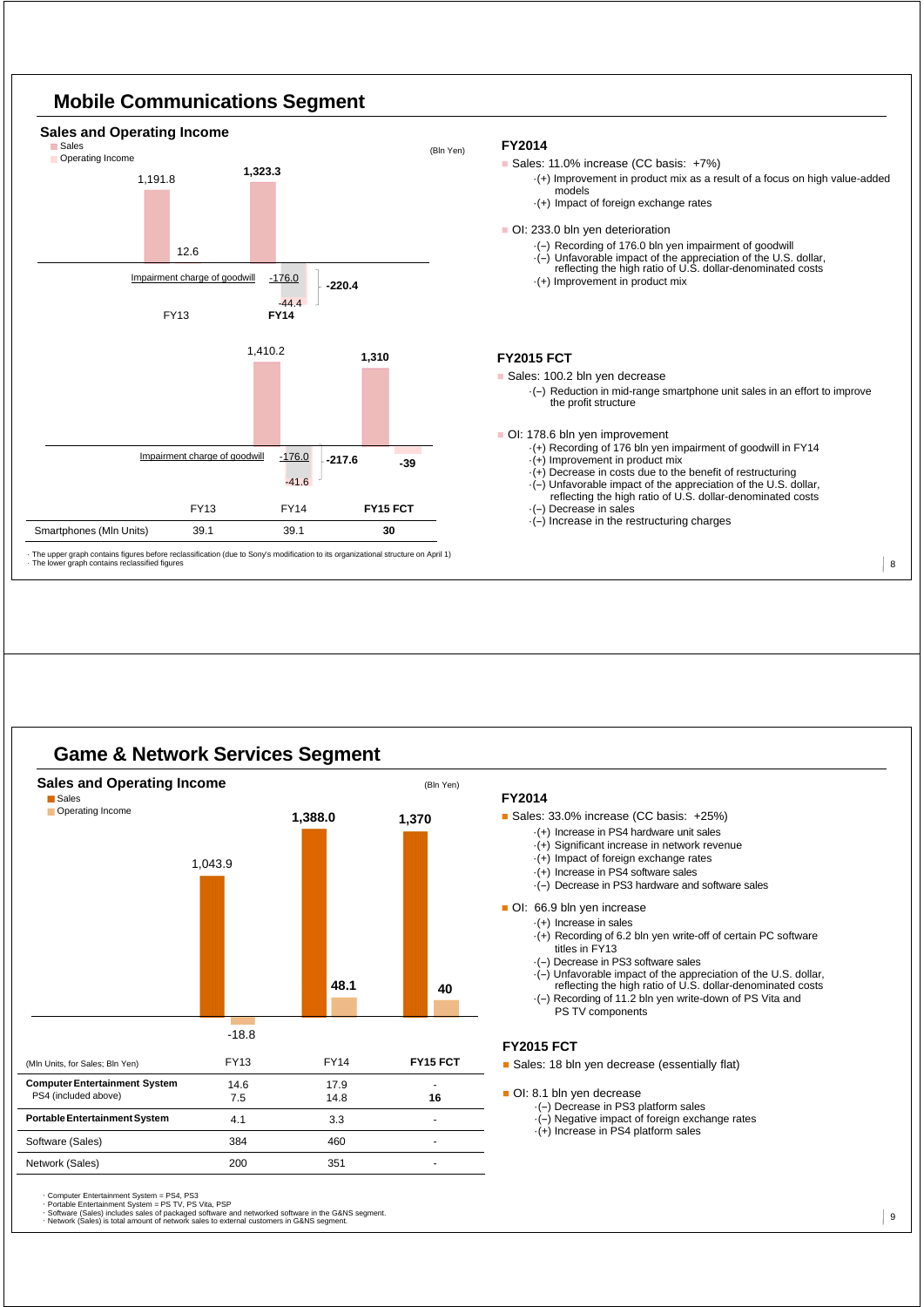# Mobile Communications Segment

## Sales and Operating Income

- Sales
- Operating Income

(Bln Yen)

| | FY13 | FY14 |
|---|---|---|
| Sales | 1,191.8 | 1,323.3 |
| Operating Income | 12.6 | -220.4 |
| Impairment charge of goodwill | | -176.0 |
| Operating Income excluding impairment | | -44.4 |

| | FY13 | FY14 | FY15 FCT |
|---|---|---|---|
| Sales | | 1,410.2 | 1,310 |
| Operating Income | | -217.6 | -39 |
| Impairment charge of goodwill | | -176.0 | |
| Operating Income excluding impairment | | -41.6 | |
| Smartphones (Mln Units) | 39.1 | 39.1 | 30 |

· The upper graph contains figures before reclassification (due to Sony's modification to its organizational structure on April 1)
· The lower graph contains reclassified figures

### FY2014

- Sales: 11.0% increase (CC basis: +7%)
  - (+) Improvement in product mix as a result of a focus on high value-added models
  - (+) Impact of foreign exchange rates
- OI: 233.0 bln yen deterioration
  - (–) Recording of 176.0 bln yen impairment of goodwill
  - (–) Unfavorable impact of the appreciation of the U.S. dollar, reflecting the high ratio of U.S. dollar-denominated costs
  - (+) Improvement in product mix

### FY2015 FCT

- Sales: 100.2 bln yen decrease
  - (–) Reduction in mid-range smartphone unit sales in an effort to improve the profit structure
- OI: 178.6 bln yen improvement
  - (+) Recording of 176 bln yen impairment of goodwill in FY14
  - (+) Improvement in product mix
  - (+) Decrease in costs due to the benefit of restructuring
  - (–) Unfavorable impact of the appreciation of the U.S. dollar, reflecting the high ratio of U.S. dollar-denominated costs
  - (–) Decrease in sales
  - (–) Increase in the restructuring charges

# Game & Network Services Segment

## Sales and Operating Income

- Sales
- Operating Income

(Bln Yen)

| | FY13 | FY14 | FY15 FCT |
|---|---|---|---|
| Sales | 1,043.9 | 1,388.0 | 1,370 |
| Operating Income | -18.8 | 48.1 | 40 |

| (Mln Units, for Sales; Bln Yen) | FY13 | FY14 | FY15 FCT |
|---|---|---|---|
| **Computer Entertainment System** | 14.6 | 17.9 | - |
| PS4 (included above) | 7.5 | 14.8 | 16 |
| **Portable Entertainment System** | 4.1 | 3.3 | - |
| Software (Sales) | 384 | 460 | - |
| Network (Sales) | 200 | 351 | - |

· Computer Entertainment System = PS4, PS3
· Portable Entertainment System = PS TV, PS Vita, PSP
· Software (Sales) includes sales of packaged software and networked software in the G&NS segment.
· Network (Sales) is total amount of network sales to external customers in G&NS segment.

### FY2014

- Sales: 33.0% increase (CC basis: +25%)
  - (+) Increase in PS4 hardware unit sales
  - (+) Significant increase in network revenue
  - (+) Impact of foreign exchange rates
  - (+) Increase in PS4 software sales
  - (–) Decrease in PS3 hardware and software sales
- OI: 66.9 bln yen increase
  - (+) Increase in sales
  - (+) Recording of 6.2 bln yen write-off of certain PC software titles in FY13
  - (–) Decrease in PS3 software sales
  - (–) Unfavorable impact of the appreciation of the U.S. dollar, reflecting the high ratio of U.S. dollar-denominated costs
  - (–) Recording of 11.2 bln yen write-down of PS Vita and PS TV components

### FY2015 FCT

- Sales: 18 bln yen decrease (essentially flat)
- OI: 8.1 bln yen decrease
  - (–) Decrease in PS3 platform sales
  - (–) Negative impact of foreign exchange rates
  - (+) Increase in PS4 platform sales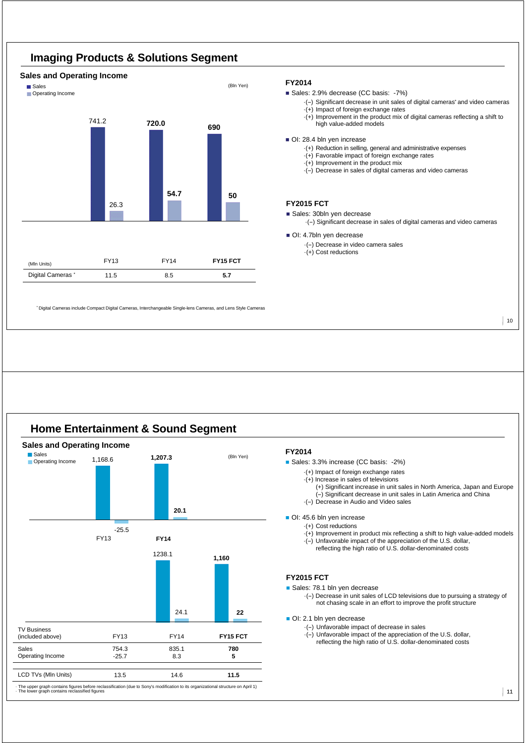## Imaging Products & Solutions Segment

### Sales and Operating Income

(Bln Yen)

| | FY13 | FY14 | FY15 FCT |
|---|---|---|---|
| Sales | 741.2 | **720.0** | **690** |
| Operating Income | 26.3 | **54.7** | **50** |

| (Mln Units) | FY13 | FY14 | **FY15 FCT** |
|---|---|---|---|
| Digital Cameras * | 11.5 | 8.5 | **5.7** |

* Digital Cameras include Compact Digital Cameras, Interchangeable Single-lens Cameras, and Lens Style Cameras

**FY2014**

- Sales: 2.9% decrease (CC basis: -7%)
  - (−) Significant decrease in unit sales of digital cameras* and video cameras
  - (+) Impact of foreign exchange rates
  - (+) Improvement in the product mix of digital cameras reflecting a shift to high value-added models
- OI: 28.4 bln yen increase
  - (+) Reduction in selling, general and administrative expenses
  - (+) Favorable impact of foreign exchange rates
  - (+) Improvement in the product mix
  - (−) Decrease in sales of digital cameras and video cameras

**FY2015 FCT**

- Sales: 30bln yen decrease
  - (−) Significant decrease in sales of digital cameras and video cameras
- OI: 4.7bln yen decrease
  - (−) Decrease in video camera sales
  - (+) Cost reductions

## Home Entertainment & Sound Segment

### Sales and Operating Income

(Bln Yen)

| | FY13 | FY14 |
|---|---|---|
| Sales | 1,168.6 | **1,207.3** |
| Operating Income | -25.5 | **20.1** |

| | FY14 | FY15 FCT |
|---|---|---|
| Sales | 1238.1 | **1,160** |
| Operating Income | 24.1 | **22** |

| TV Business (included above) | FY13 | FY14 | **FY15 FCT** |
|---|---|---|---|
| Sales | 754.3 | 835.1 | **780** |
| Operating Income | -25.7 | 8.3 | **5** |
| LCD TVs (Mln Units) | 13.5 | 14.6 | **11.5** |

- The upper graph contains figures before reclassification (due to Sony's modification to its organizational structure on April 1)
- The lower graph contains reclassified figures

**FY2014**

- Sales: 3.3% increase (CC basis: -2%)
  - (+) Impact of foreign exchange rates
  - (+) Increase in sales of televisions
    - (+) Significant increase in unit sales in North America, Japan and Europe
    - (−) Significant decrease in unit sales in Latin America and China
  - (−) Decrease in Audio and Video sales
- OI: 45.6 bln yen increase
  - (+) Cost reductions
  - (+) Improvement in product mix reflecting a shift to high value-added models
  - (−) Unfavorable impact of the appreciation of the U.S. dollar, reflecting the high ratio of U.S. dollar-denominated costs

**FY2015 FCT**

- Sales: 78.1 bln yen decrease
  - (−) Decrease in unit sales of LCD televisions due to pursuing a strategy of not chasing scale in an effort to improve the profit structure
- OI: 2.1 bln yen decrease
  - (−) Unfavorable impact of decrease in sales
  - (−) Unfavorable impact of the appreciation of the U.S. dollar, reflecting the high ratio of U.S. dollar-denominated costs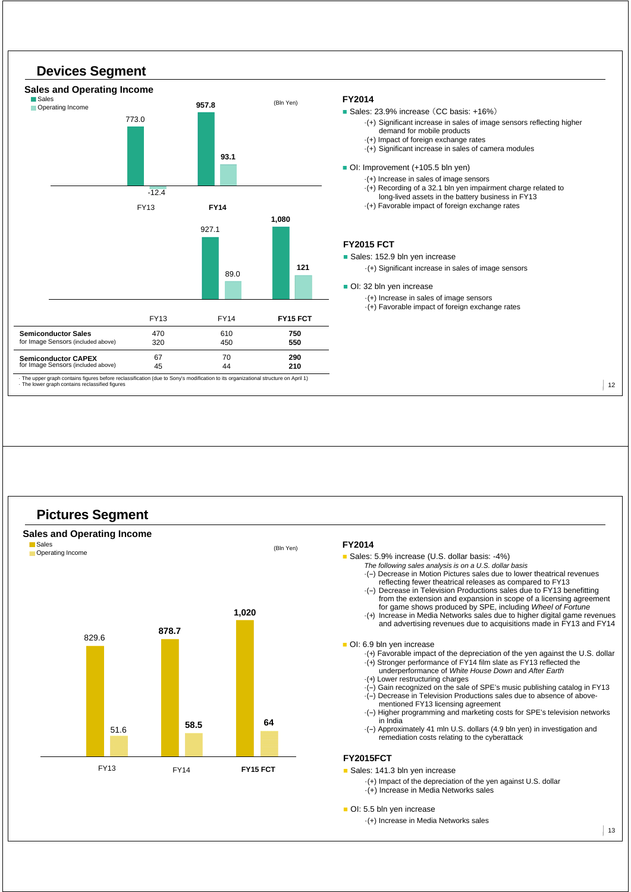## Devices Segment

### Sales and Operating Income

(Bln Yen)

| | FY13 | FY14 |
|---|---|---|
| Sales | 773.0 | 957.8 |
| Operating Income | -12.4 | 93.1 |

| | FY14 | FY15 FCT |
|---|---|---|
| Sales | 927.1 | 1,080 |
| Operating Income | 89.0 | 121 |

| | FY13 | FY14 | FY15 FCT |
|---|---|---|---|
| **Semiconductor Sales** | 470 | 610 | **750** |
| for Image Sensors (included above) | 320 | 450 | **550** |
| **Semiconductor CAPEX** | 67 | 70 | **290** |
| for Image Sensors (included above) | 45 | 44 | **210** |

· The upper graph contains figures before reclassification (due to Sony's modification to its organizational structure on April 1)
· The lower graph contains reclassified figures

### FY2014

- Sales: 23.9% increase（CC basis: +16%）
  - ·(+) Significant increase in sales of image sensors reflecting higher demand for mobile products
  - ·(+) Impact of foreign exchange rates
  - ·(+) Significant increase in sales of camera modules
- OI: Improvement (+105.5 bln yen)
  - ·(+) Increase in sales of image sensors
  - ·(+) Recording of a 32.1 bln yen impairment charge related to long-lived assets in the battery business in FY13
  - ·(+) Favorable impact of foreign exchange rates

### FY2015 FCT

- Sales: 152.9 bln yen increase
  - ·(+) Significant increase in sales of image sensors
- OI: 32 bln yen increase
  - ·(+) Increase in sales of image sensors
  - ·(+) Favorable impact of foreign exchange rates

## Pictures Segment

### Sales and Operating Income

(Bln Yen)

| | FY13 | FY14 | FY15 FCT |
|---|---|---|---|
| Sales | 829.6 | 878.7 | 1,020 |
| Operating Income | 51.6 | 58.5 | 64 |

### FY2014

- Sales: 5.9% increase (U.S. dollar basis: -4%)

  *The following sales analysis is on a U.S. dollar basis*
  - ·(–) Decrease in Motion Pictures sales due to lower theatrical revenues reflecting fewer theatrical releases as compared to FY13
  - ·(–) Decrease in Television Productions sales due to FY13 benefitting from the extension and expansion in scope of a licensing agreement for game shows produced by SPE, including *Wheel of Fortune*
  - ·(+) Increase in Media Networks sales due to higher digital game revenues and advertising revenues due to acquisitions made in FY13 and FY14
- OI: 6.9 bln yen increase
  - ·(+) Favorable impact of the depreciation of the yen against the U.S. dollar
  - ·(+) Stronger performance of FY14 film slate as FY13 reflected the underperformance of *White House Down* and *After Earth*
  - ·(+) Lower restructuring charges
  - ·(–) Gain recognized on the sale of SPE's music publishing catalog in FY13
  - ·(–) Decrease in Television Productions sales due to absence of above-mentioned FY13 licensing agreement
  - ·(–) Higher programming and marketing costs for SPE's television networks in India
  - ·(–) Approximately 41 mln U.S. dollars (4.9 bln yen) in investigation and remediation costs relating to the cyberattack

### FY2015FCT

- Sales: 141.3 bln yen increase
  - ·(+) Impact of the depreciation of the yen against U.S. dollar
  - ·(+) Increase in Media Networks sales
- OI: 5.5 bln yen increase
  - ·(+) Increase in Media Networks sales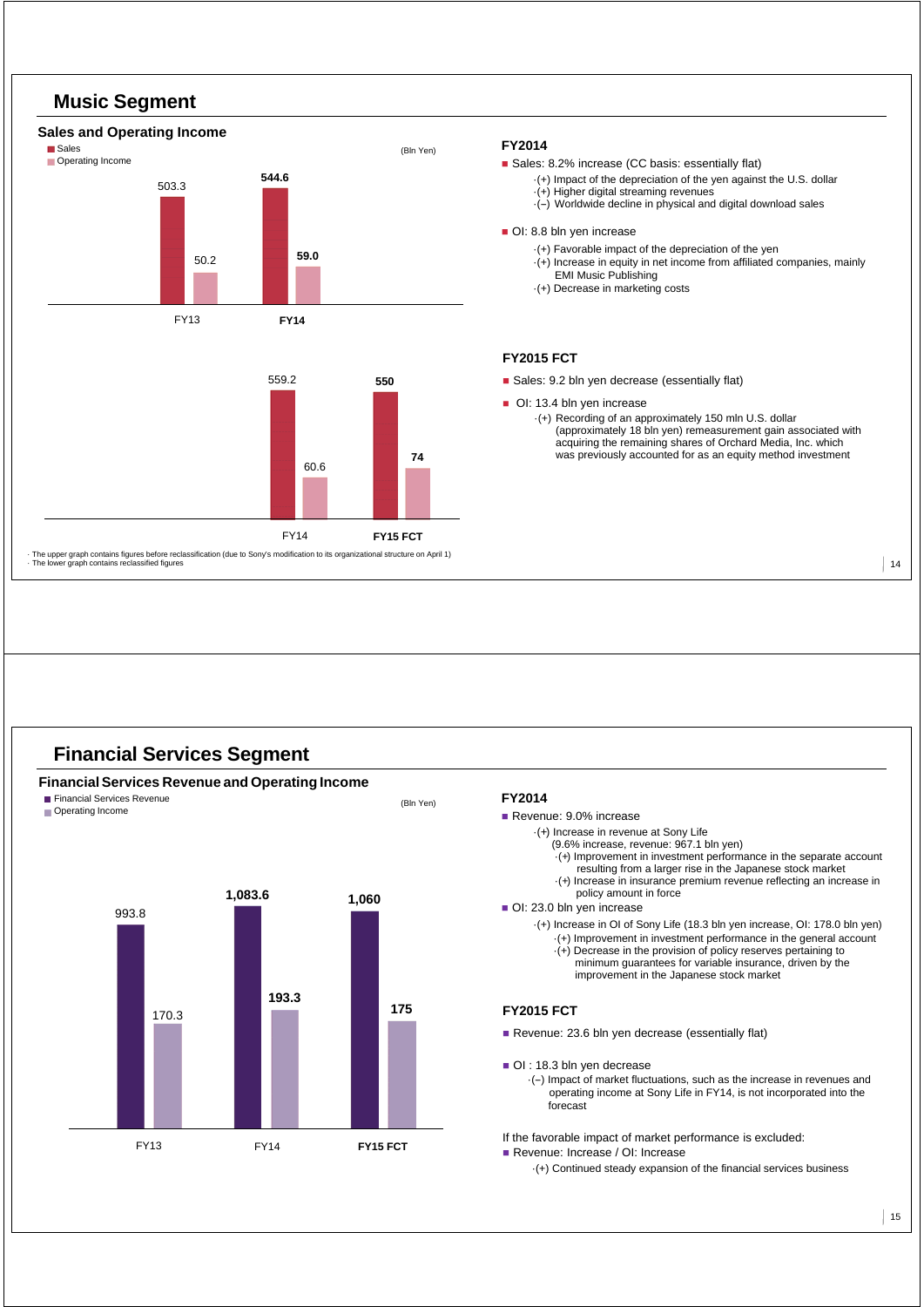## Music Segment

### Sales and Operating Income

(Bln Yen)

| | FY13 | FY14 |
|---|---|---|
| Sales | 503.3 | 544.6 |
| Operating Income | 50.2 | 59.0 |

| | FY14 | FY15 FCT |
|---|---|---|
| Sales | 559.2 | 550 |
| Operating Income | 60.6 | 74 |

· The upper graph contains figures before reclassification (due to Sony's modification to its organizational structure on April 1)
· The lower graph contains reclassified figures

**FY2014**

- Sales: 8.2% increase (CC basis: essentially flat)
  - (+) Impact of the depreciation of the yen against the U.S. dollar
  - (+) Higher digital streaming revenues
  - (–) Worldwide decline in physical and digital download sales
- OI: 8.8 bln yen increase
  - (+) Favorable impact of the depreciation of the yen
  - (+) Increase in equity in net income from affiliated companies, mainly EMI Music Publishing
  - (+) Decrease in marketing costs

**FY2015 FCT**

- Sales: 9.2 bln yen decrease (essentially flat)
- OI: 13.4 bln yen increase
  - (+) Recording of an approximately 150 mln U.S. dollar (approximately 18 bln yen) remeasurement gain associated with acquiring the remaining shares of Orchard Media, Inc. which was previously accounted for as an equity method investment

## Financial Services Segment

### Financial Services Revenue and Operating Income

(Bln Yen)

| | FY13 | FY14 | FY15 FCT |
|---|---|---|---|
| Financial Services Revenue | 993.8 | 1,083.6 | 1,060 |
| Operating Income | 170.3 | 193.3 | 175 |

**FY2014**

- Revenue: 9.0% increase
  - (+) Increase in revenue at Sony Life (9.6% increase, revenue: 967.1 bln yen)
    - (+) Improvement in investment performance in the separate account resulting from a larger rise in the Japanese stock market
    - (+) Increase in insurance premium revenue reflecting an increase in policy amount in force
- OI: 23.0 bln yen increase
  - (+) Increase in OI of Sony Life (18.3 bln yen increase, OI: 178.0 bln yen)
    - (+) Improvement in investment performance in the general account
    - (+) Decrease in the provision of policy reserves pertaining to minimum guarantees for variable insurance, driven by the improvement in the Japanese stock market

**FY2015 FCT**

- Revenue: 23.6 bln yen decrease (essentially flat)
- OI : 18.3 bln yen decrease
  - (–) Impact of market fluctuations, such as the increase in revenues and operating income at Sony Life in FY14, is not incorporated into the forecast

If the favorable impact of market performance is excluded:

- Revenue: Increase / OI: Increase
  - (+) Continued steady expansion of the financial services business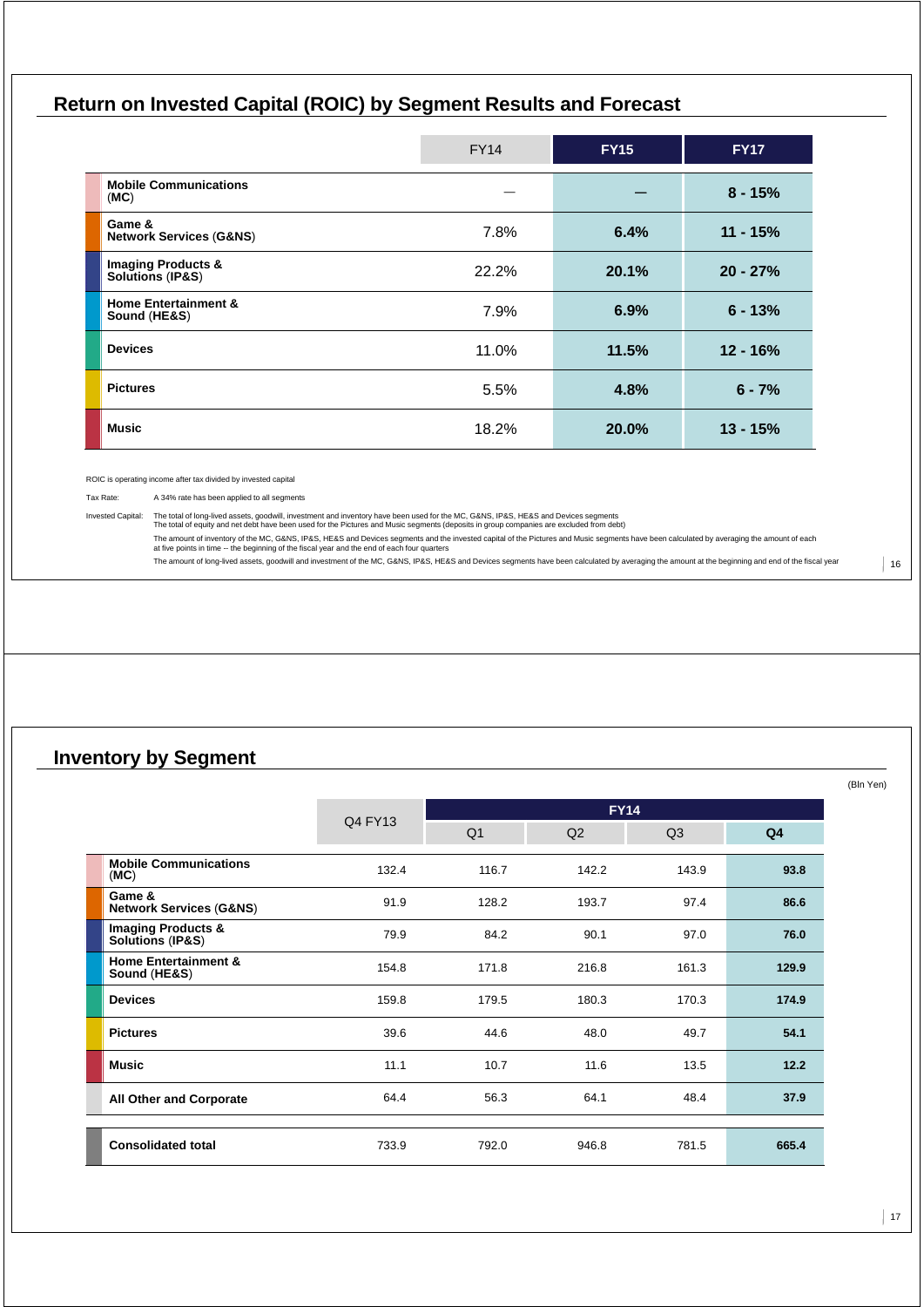## Return on Invested Capital (ROIC) by Segment Results and Forecast

| | FY14 | FY15 | FY17 |
|---|---|---|---|
| **Mobile Communications** (**MC**) | — | **—** | **8 - 15%** |
| **Game & Network Services** (**G&NS**) | 7.8% | **6.4%** | **11 - 15%** |
| **Imaging Products & Solutions** (**IP&S**) | 22.2% | **20.1%** | **20 - 27%** |
| **Home Entertainment & Sound** (**HE&S**) | 7.9% | **6.9%** | **6 - 13%** |
| **Devices** | 11.0% | **11.5%** | **12 - 16%** |
| **Pictures** | 5.5% | **4.8%** | **6 - 7%** |
| **Music** | 18.2% | **20.0%** | **13 - 15%** |

ROIC is operating income after tax divided by invested capital

Tax Rate: A 34% rate has been applied to all segments

Invested Capital: The total of long-lived assets, goodwill, investment and inventory have been used for the MC, G&NS, IP&S, HE&S and Devices segments
The total of equity and net debt have been used for the Pictures and Music segments (deposits in group companies are excluded from debt)

The amount of inventory of the MC, G&NS, IP&S, HE&S and Devices segments and the invested capital of the Pictures and Music segments have been calculated by averaging the amount of each at five points in time -- the beginning of the fiscal year and the end of each four quarters

The amount of long-lived assets, goodwill and investment of the MC, G&NS, IP&S, HE&S and Devices segments have been calculated by averaging the amount at the beginning and end of the fiscal year

## Inventory by Segment

(Bln Yen)

| | Q4 FY13 | FY14 | | | |
|---|---|---|---|---|---|
| | | Q1 | Q2 | Q3 | Q4 |
| **Mobile Communications** (**MC**) | 132.4 | 116.7 | 142.2 | 143.9 | **93.8** |
| **Game & Network Services** (**G&NS**) | 91.9 | 128.2 | 193.7 | 97.4 | **86.6** |
| **Imaging Products & Solutions** (**IP&S**) | 79.9 | 84.2 | 90.1 | 97.0 | **76.0** |
| **Home Entertainment & Sound** (**HE&S**) | 154.8 | 171.8 | 216.8 | 161.3 | **129.9** |
| **Devices** | 159.8 | 179.5 | 180.3 | 170.3 | **174.9** |
| **Pictures** | 39.6 | 44.6 | 48.0 | 49.7 | **54.1** |
| **Music** | 11.1 | 10.7 | 11.6 | 13.5 | **12.2** |
| **All Other and Corporate** | 64.4 | 56.3 | 64.1 | 48.4 | **37.9** |
| **Consolidated total** | 733.9 | 792.0 | 946.8 | 781.5 | **665.4** |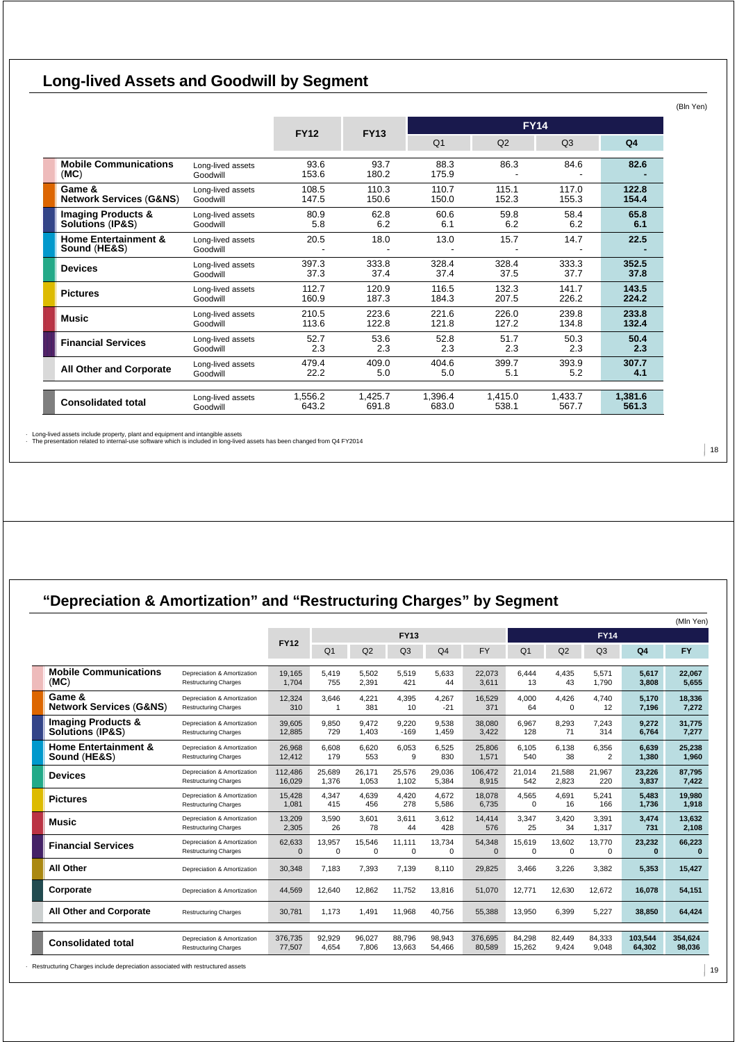## Long-lived Assets and Goodwill by Segment

(Bln Yen)

| Segment | | FY12 | FY13 | FY14 Q1 | FY14 Q2 | FY14 Q3 | FY14 Q4 |
|---|---|---|---|---|---|---|---|
| Mobile Communications (MC) | Long-lived assets | 93.6 | 93.7 | 88.3 | 86.3 | 84.6 | **82.6** |
| | Goodwill | 153.6 | 180.2 | 175.9 | - | - | **-** |
| Game & Network Services (G&NS) | Long-lived assets | 108.5 | 110.3 | 110.7 | 115.1 | 117.0 | **122.8** |
| | Goodwill | 147.5 | 150.6 | 150.0 | 152.3 | 155.3 | **154.4** |
| Imaging Products & Solutions (IP&S) | Long-lived assets | 80.9 | 62.8 | 60.6 | 59.8 | 58.4 | **65.8** |
| | Goodwill | 5.8 | 6.2 | 6.1 | 6.2 | 6.2 | **6.1** |
| Home Entertainment & Sound (HE&S) | Long-lived assets | 20.5 | 18.0 | 13.0 | 15.7 | 14.7 | **22.5** |
| | Goodwill | - | - | - | - | - | **-** |
| Devices | Long-lived assets | 397.3 | 333.8 | 328.4 | 328.4 | 333.3 | **352.5** |
| | Goodwill | 37.3 | 37.4 | 37.4 | 37.5 | 37.7 | **37.8** |
| Pictures | Long-lived assets | 112.7 | 120.9 | 116.5 | 132.3 | 141.7 | **143.5** |
| | Goodwill | 160.9 | 187.3 | 184.3 | 207.5 | 226.2 | **224.2** |
| Music | Long-lived assets | 210.5 | 223.6 | 221.6 | 226.0 | 239.8 | **233.8** |
| | Goodwill | 113.6 | 122.8 | 121.8 | 127.2 | 134.8 | **132.4** |
| Financial Services | Long-lived assets | 52.7 | 53.6 | 52.8 | 51.7 | 50.3 | **50.4** |
| | Goodwill | 2.3 | 2.3 | 2.3 | 2.3 | 2.3 | **2.3** |
| All Other and Corporate | Long-lived assets | 479.4 | 409.0 | 404.6 | 399.7 | 393.9 | **307.7** |
| | Goodwill | 22.2 | 5.0 | 5.0 | 5.1 | 5.2 | **4.1** |
| Consolidated total | Long-lived assets | 1,556.2 | 1,425.7 | 1,396.4 | 1,415.0 | 1,433.7 | **1,381.6** |
| | Goodwill | 643.2 | 691.8 | 683.0 | 538.1 | 567.7 | **561.3** |

- Long-lived assets include property, plant and equipment and intangible assets
- The presentation related to internal-use software which is included in long-lived assets has been changed from Q4 FY2014

## "Depreciation & Amortization" and "Restructuring Charges" by Segment

(Mln Yen)

| Segment | | FY12 | FY13 Q1 | FY13 Q2 | FY13 Q3 | FY13 Q4 | FY13 FY | FY14 Q1 | FY14 Q2 | FY14 Q3 | FY14 Q4 | FY14 FY |
|---|---|---|---|---|---|---|---|---|---|---|---|---|
| Mobile Communications (MC) | Depreciation & Amortization | 19,165 | 5,419 | 5,502 | 5,519 | 5,633 | 22,073 | 6,444 | 4,435 | 5,571 | **5,617** | **22,067** |
| | Restructuring Charges | 1,704 | 755 | 2,391 | 421 | 44 | 3,611 | 13 | 43 | 1,790 | **3,808** | **5,655** |
| Game & Network Services (G&NS) | Depreciation & Amortization | 12,324 | 3,646 | 4,221 | 4,395 | 4,267 | 16,529 | 4,000 | 4,426 | 4,740 | **5,170** | **18,336** |
| | Restructuring Charges | 310 | 1 | 381 | 10 | -21 | 371 | 64 | 0 | 12 | **7,196** | **7,272** |
| Imaging Products & Solutions (IP&S) | Depreciation & Amortization | 39,605 | 9,850 | 9,472 | 9,220 | 9,538 | 38,080 | 6,967 | 8,293 | 7,243 | **9,272** | **31,775** |
| | Restructuring Charges | 12,885 | 729 | 1,403 | -169 | 1,459 | 3,422 | 128 | 71 | 314 | **6,764** | **7,277** |
| Home Entertainment & Sound (HE&S) | Depreciation & Amortization | 26,968 | 6,608 | 6,620 | 6,053 | 6,525 | 25,806 | 6,105 | 6,138 | 6,356 | **6,639** | **25,238** |
| | Restructuring Charges | 12,412 | 179 | 553 | 9 | 830 | 1,571 | 540 | 38 | 2 | **1,380** | **1,960** |
| Devices | Depreciation & Amortization | 112,486 | 25,689 | 26,171 | 25,576 | 29,036 | 106,472 | 21,014 | 21,588 | 21,967 | **23,226** | **87,795** |
| | Restructuring Charges | 16,029 | 1,376 | 1,053 | 1,102 | 5,384 | 8,915 | 542 | 2,823 | 220 | **3,837** | **7,422** |
| Pictures | Depreciation & Amortization | 15,428 | 4,347 | 4,639 | 4,420 | 4,672 | 18,078 | 4,565 | 4,691 | 5,241 | **5,483** | **19,980** |
| | Restructuring Charges | 1,081 | 415 | 456 | 278 | 5,586 | 6,735 | 0 | 16 | 166 | **1,736** | **1,918** |
| Music | Depreciation & Amortization | 13,209 | 3,590 | 3,601 | 3,611 | 3,612 | 14,414 | 3,347 | 3,420 | 3,391 | **3,474** | **13,632** |
| | Restructuring Charges | 2,305 | 26 | 78 | 44 | 428 | 576 | 25 | 34 | 1,317 | **731** | **2,108** |
| Financial Services | Depreciation & Amortization | 62,633 | 13,957 | 15,546 | 11,111 | 13,734 | 54,348 | 15,619 | 13,602 | 13,770 | **23,232** | **66,223** |
| | Restructuring Charges | 0 | 0 | 0 | 0 | 0 | 0 | 0 | 0 | 0 | **0** | **0** |
| All Other | Depreciation & Amortization | 30,348 | 7,183 | 7,393 | 7,139 | 8,110 | 29,825 | 3,466 | 3,226 | 3,382 | **5,353** | **15,427** |
| Corporate | Depreciation & Amortization | 44,569 | 12,640 | 12,862 | 11,752 | 13,816 | 51,070 | 12,771 | 12,630 | 12,672 | **16,078** | **54,151** |
| All Other and Corporate | Restructuring Charges | 30,781 | 1,173 | 1,491 | 11,968 | 40,756 | 55,388 | 13,950 | 6,399 | 5,227 | **38,850** | **64,424** |
| Consolidated total | Depreciation & Amortization | 376,735 | 92,929 | 96,027 | 88,796 | 98,943 | 376,695 | 84,298 | 82,449 | 84,333 | **103,544** | **354,624** |
| | Restructuring Charges | 77,507 | 4,654 | 7,806 | 13,663 | 54,466 | 80,589 | 15,262 | 9,424 | 9,048 | **64,302** | **98,036** |

- Restructuring Charges include depreciation associated with restructured assets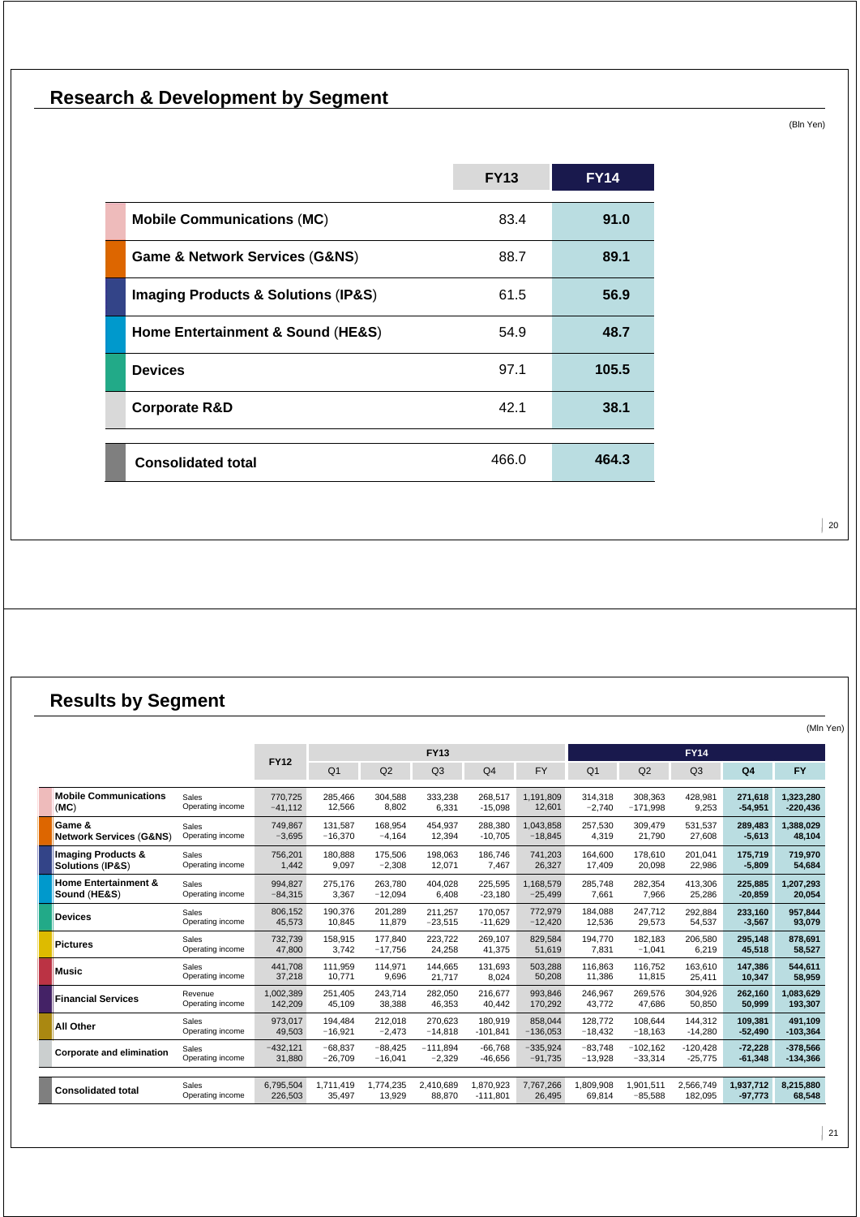## Research & Development by Segment

(Bln Yen)

| | FY13 | FY14 |
|---|---|---|
| Mobile Communications (MC) | 83.4 | **91.0** |
| Game & Network Services (G&NS) | 88.7 | **89.1** |
| Imaging Products & Solutions (IP&S) | 61.5 | **56.9** |
| Home Entertainment & Sound (HE&S) | 54.9 | **48.7** |
| Devices | 97.1 | **105.5** |
| Corporate R&D | 42.1 | **38.1** |
| **Consolidated total** | 466.0 | **464.3** |

## Results by Segment

(Mln Yen)

| | | FY12 | FY13 | | | | | FY14 | | | | |
|---|---|---|---|---|---|---|---|---|---|---|---|---|
| | | | Q1 | Q2 | Q3 | Q4 | FY | Q1 | Q2 | Q3 | Q4 | FY |
| Mobile Communications (MC) | Sales | 770,725 | 285,466 | 304,588 | 333,238 | 268,517 | 1,191,809 | 314,318 | 308,363 | 428,981 | **271,618** | **1,323,280** |
| | Operating income | −41,112 | 12,566 | 8,802 | 6,331 | −15,098 | 12,601 | −2,740 | −171,998 | 9,253 | **-54,951** | **-220,436** |
| Game & Network Services (G&NS) | Sales | 749,867 | 131,587 | 168,954 | 454,937 | 288,380 | 1,043,858 | 257,530 | 309,479 | 531,537 | **289,483** | **1,388,029** |
| | Operating income | −3,695 | −16,370 | −4,164 | 12,394 | −10,705 | −18,845 | 4,319 | 21,790 | 27,608 | **-5,613** | **48,104** |
| Imaging Products & Solutions (IP&S) | Sales | 756,201 | 180,888 | 175,506 | 198,063 | 186,746 | 741,203 | 164,600 | 178,610 | 201,041 | **175,719** | **719,970** |
| | Operating income | 1,442 | 9,097 | −2,308 | 12,071 | 7,467 | 26,327 | 17,409 | 20,098 | 22,986 | **-5,809** | **54,684** |
| Home Entertainment & Sound (HE&S) | Sales | 994,827 | 275,176 | 263,780 | 404,028 | 225,595 | 1,168,579 | 285,748 | 282,354 | 413,306 | **225,885** | **1,207,293** |
| | Operating income | −84,315 | 3,367 | −12,094 | 6,408 | −23,180 | −25,499 | 7,661 | 7,966 | 25,286 | **-20,859** | **20,054** |
| Devices | Sales | 806,152 | 190,376 | 201,289 | 211,257 | 170,057 | 772,979 | 184,088 | 247,712 | 292,884 | **233,160** | **957,844** |
| | Operating income | 45,573 | 10,845 | 11,879 | −23,515 | −11,629 | −12,420 | 12,536 | 29,573 | 54,537 | **-3,567** | **93,079** |
| Pictures | Sales | 732,739 | 158,915 | 177,840 | 223,722 | 269,107 | 829,584 | 194,770 | 182,183 | 206,580 | **295,148** | **878,691** |
| | Operating income | 47,800 | 3,742 | −17,756 | 24,258 | 41,375 | 51,619 | 7,831 | −1,041 | 6,219 | **45,518** | **58,527** |
| Music | Sales | 441,708 | 111,959 | 114,971 | 144,665 | 131,693 | 503,288 | 116,863 | 116,752 | 163,610 | **147,386** | **544,611** |
| | Operating income | 37,218 | 10,771 | 9,696 | 21,717 | 8,024 | 50,208 | 11,386 | 11,815 | 25,411 | **10,347** | **58,959** |
| Financial Services | Revenue | 1,002,389 | 251,405 | 243,714 | 282,050 | 216,677 | 993,846 | 246,967 | 269,576 | 304,926 | **262,160** | **1,083,629** |
| | Operating income | 142,209 | 45,109 | 38,388 | 46,353 | 40,442 | 170,292 | 43,772 | 47,686 | 50,850 | **50,999** | **193,307** |
| All Other | Sales | 973,017 | 194,484 | 212,018 | 270,623 | 180,919 | 858,044 | 128,772 | 108,644 | 144,312 | **109,381** | **491,109** |
| | Operating income | 49,503 | −16,921 | −2,473 | −14,818 | −101,841 | −136,053 | −18,432 | −18,163 | −14,280 | **-52,490** | **-103,364** |
| Corporate and elimination | Sales | −432,121 | −68,837 | −88,425 | −111,894 | −66,768 | −335,924 | −83,748 | −102,162 | −120,428 | **-72,228** | **-378,566** |
| | Operating income | 31,880 | −26,709 | −16,041 | −2,329 | −46,656 | −91,735 | −13,928 | −33,314 | −25,775 | **-61,348** | **-134,366** |
| Consolidated total | Sales | 6,795,504 | 1,711,419 | 1,774,235 | 2,410,689 | 1,870,923 | 7,767,266 | 1,809,908 | 1,901,511 | 2,566,749 | **1,937,712** | **8,215,880** |
| | Operating income | 226,503 | 35,497 | 13,929 | 88,870 | −111,801 | 26,495 | 69,814 | −85,588 | 182,095 | **-97,773** | **68,548** |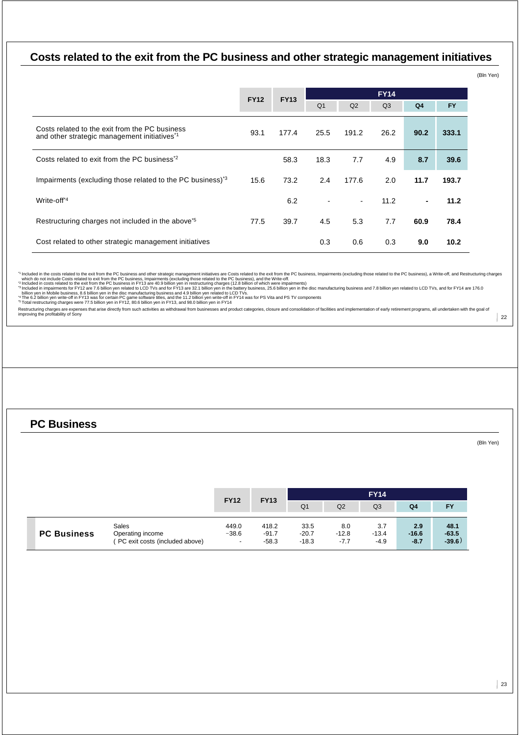## Costs related to the exit from the PC business and other strategic management initiatives

(Bln Yen)

| | FY12 | FY13 | FY14 | | | | |
|---|---|---|---|---|---|---|---|
| | | | Q1 | Q2 | Q3 | Q4 | FY |
| Costs related to the exit from the PC business and other strategic management initiatives[*1] | 93.1 | 177.4 | 25.5 | 191.2 | 26.2 | **90.2** | **333.1** |
| Costs related to exit from the PC business[*2] | | 58.3 | 18.3 | 7.7 | 4.9 | **8.7** | **39.6** |
| Impairments (excluding those related to the PC business)[*3] | 15.6 | 73.2 | 2.4 | 177.6 | 2.0 | **11.7** | **193.7** |
| Write-off[*4] | | 6.2 | - | - | 11.2 | **-** | **11.2** |
| Restructuring charges not included in the above[*5] | 77.5 | 39.7 | 4.5 | 5.3 | 7.7 | **60.9** | **78.4** |
| Cost related to other strategic management initiatives | | | 0.3 | 0.6 | 0.3 | **9.0** | **10.2** |

[*1] Included in the costs related to the exit from the PC business and other strategic management initiatives are Costs related to the exit from the PC business, Impairments (excluding those related to the PC business), a Write-off, and Restructuring charges which do not include Costs related to exit from the PC business, Impairments (excluding those related to the PC business), and the Write-off.
[*2] Included in costs related to the exit from the PC business in FY13 are 40.9 billion yen in restructuring charges (12.8 billion of which were impairments)
[*3] Included in impairments for FY12 are 7.6 billion yen related to LCD TVs and for FY13 are 32.1 billion yen in the battery business, 25.6 billion yen in the disc manufacturing business and 7.8 billion yen related to LCD TVs, and for FY14 are 176.0 billion yen in Mobile business, 8.6 billion yen in the disc manufacturing business and 4.9 billion yen related to LCD TVs.
[*4] The 6.2 billion yen write-off in FY13 was for certain PC game software titles, and the 11.2 billion yen write-off in FY14 was for PS Vita and PS TV components
[*5] Total restructuring charges were 77.5 billion yen in FY12, 80.6 billion yen in FY13, and 98.0 billion yen in FY14

Restructuring charges are expenses that arise directly from such activities as withdrawal from businesses and product categories, closure and consolidation of facilities and implementation of early retirement programs, all undertaken with the goal of improving the profitability of Sony

## PC Business

(Bln Yen)

| | | FY12 | FY13 | FY14 | | | | |
|---|---|---|---|---|---|---|---|---|
| | | | | Q1 | Q2 | Q3 | Q4 | FY |
| **PC Business** | Sales | 449.0 | 418.2 | 33.5 | 8.0 | 3.7 | **2.9** | **48.1** |
| | Operating income | −38.6 | -91.7 | -20.7 | -12.8 | -13.4 | **-16.6** | **-63.5** |
| | ( PC exit costs (included above) | - | -58.3 | -18.3 | -7.7 | -4.9 | **-8.7** | **-39.6**) |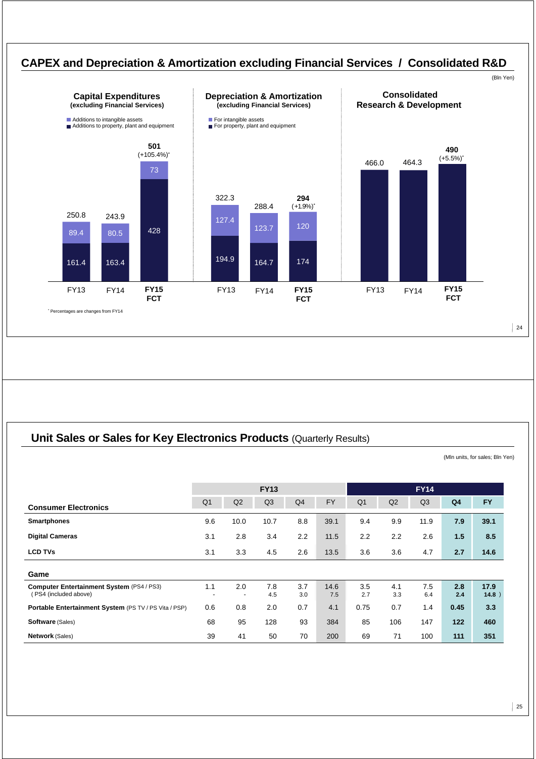## CAPEX and Depreciation & Amortization excluding Financial Services / Consolidated R&D

(Bln Yen)

### Capital Expenditures (excluding Financial Services)

| | FY13 | FY14 | FY15 FCT |
|---|---|---|---|
| Additions to intangible assets | 89.4 | 80.5 | 73 |
| Additions to property, plant and equipment | 161.4 | 163.4 | 428 |
| Total | 250.8 | 243.9 | 501 (+105.4%)* |

### Depreciation & Amortization (excluding Financial Services)

| | FY13 | FY14 | FY15 FCT |
|---|---|---|---|
| For intangible assets | 127.4 | 123.7 | 120 |
| For property, plant and equipment | 194.9 | 164.7 | 174 |
| Total | 322.3 | 288.4 | 294 (+1.9%)* |

### Consolidated Research & Development

| | FY13 | FY14 | FY15 FCT |
|---|---|---|---|
| Consolidated R&D | 466.0 | 464.3 | 490 (+5.5%)* |

\* Percentages are changes from FY14

## Unit Sales or Sales for Key Electronics Products (Quarterly Results)

(Mln units, for sales; Bln Yen)

| | FY13 | | | | | FY14 | | | | |
|---|---|---|---|---|---|---|---|---|---|---|
| **Consumer Electronics** | Q1 | Q2 | Q3 | Q4 | FY | Q1 | Q2 | Q3 | Q4 | FY |
| **Smartphones** | 9.6 | 10.0 | 10.7 | 8.8 | 39.1 | 9.4 | 9.9 | 11.9 | **7.9** | **39.1** |
| **Digital Cameras** | 3.1 | 2.8 | 3.4 | 2.2 | 11.5 | 2.2 | 2.2 | 2.6 | **1.5** | **8.5** |
| **LCD TVs** | 3.1 | 3.3 | 4.5 | 2.6 | 13.5 | 3.6 | 3.6 | 4.7 | **2.7** | **14.6** |
| **Game** | | | | | | | | | | |
| **Computer Entertainment System** (PS4 / PS3) | 1.1 | 2.0 | 7.8 | 3.7 | 14.6 | 3.5 | 4.1 | 7.5 | **2.8** | **17.9** |
| ( PS4 (included above) | - | - | 4.5 | 3.0 | 7.5 | 2.7 | 3.3 | 6.4 | **2.4** | **14.8** ) |
| **Portable Entertainment System** (PS TV / PS Vita / PSP) | 0.6 | 0.8 | 2.0 | 0.7 | 4.1 | 0.75 | 0.7 | 1.4 | **0.45** | **3.3** |
| **Software** (Sales) | 68 | 95 | 128 | 93 | 384 | 85 | 106 | 147 | **122** | **460** |
| **Network** (Sales) | 39 | 41 | 50 | 70 | 200 | 69 | 71 | 100 | **111** | **351** |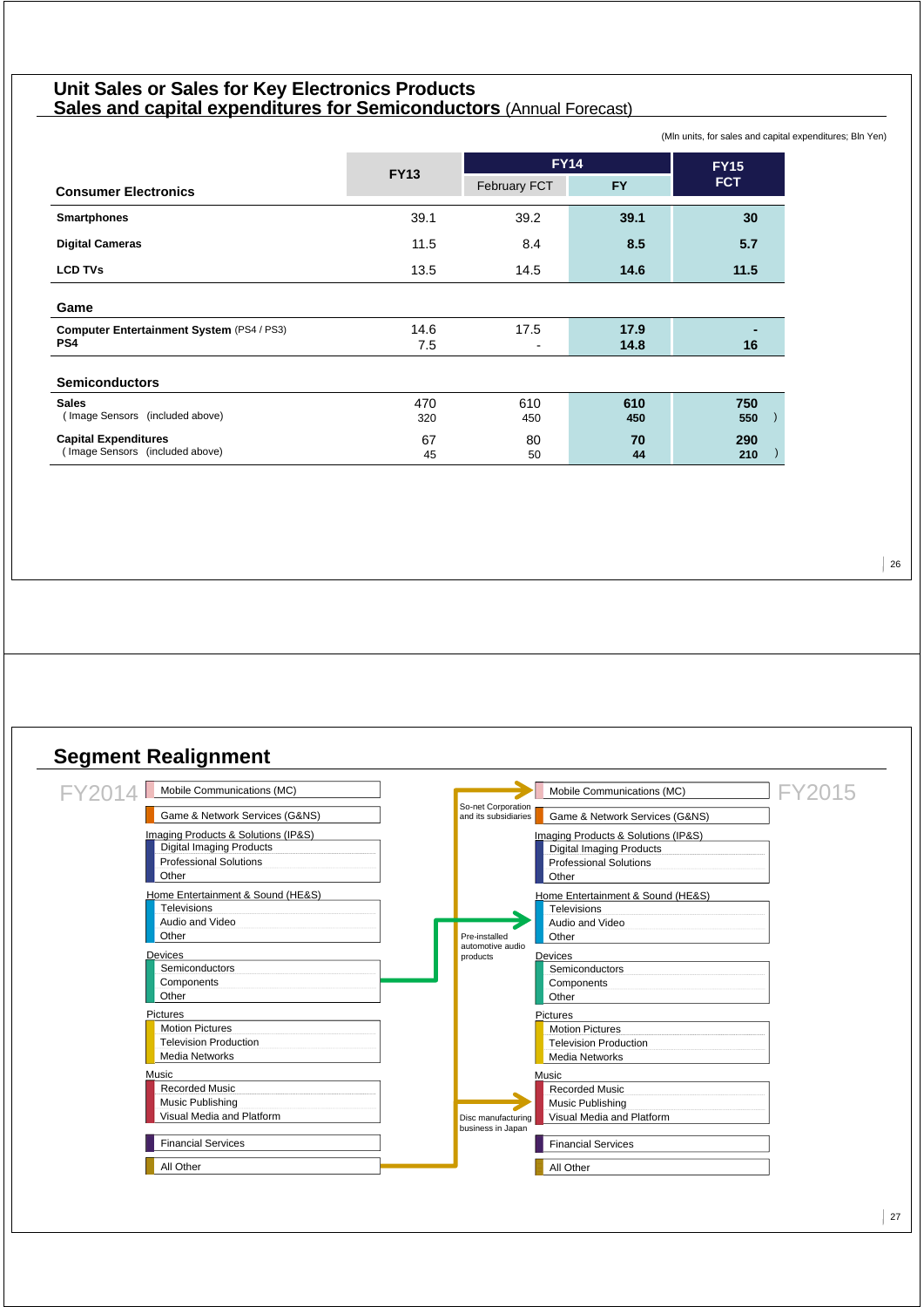## Unit Sales or Sales for Key Electronics Products
## Sales and capital expenditures for Semiconductors (Annual Forecast)

(Mln units, for sales and capital expenditures; Bln Yen)

| Consumer Electronics | FY13 | FY14 | | FY15 FCT |
|---|---|---|---|---|
| | | February FCT | FY | |
| **Smartphones** | 39.1 | 39.2 | **39.1** | **30** |
| **Digital Cameras** | 11.5 | 8.4 | **8.5** | **5.7** |
| **LCD TVs** | 13.5 | 14.5 | **14.6** | **11.5** |
| **Game** | | | | |
| **Computer Entertainment System** (PS4 / PS3) | 14.6 | 17.5 | **17.9** | **-** |
| **PS4** | 7.5 | - | **14.8** | **16** |
| **Semiconductors** | | | | |
| **Sales** | 470 | 610 | **610** | **750** |
| ( Image Sensors (included above) | 320 | 450 | **450** | **550** ) |
| **Capital Expenditures** | 67 | 80 | **70** | **290** |
| ( Image Sensors (included above) | 45 | 50 | **44** | **210** ) |

## Segment Realignment

**FY2014**

- Mobile Communications (MC)
- Game & Network Services (G&NS)
- Imaging Products & Solutions (IP&S)
  - Digital Imaging Products
  - Professional Solutions
  - Other
- Home Entertainment & Sound (HE&S)
  - Televisions
  - Audio and Video
  - Other
- Devices
  - Semiconductors
  - Components
  - Other
- Pictures
  - Motion Pictures
  - Television Production
  - Media Networks
- Music
  - Recorded Music
  - Music Publishing
  - Visual Media and Platform
- Financial Services
- All Other

**Transfers:**

- So-net Corporation and its subsidiaries: All Other → Mobile Communications (MC)
- Pre-installed automotive audio products: Devices → Home Entertainment & Sound (HE&S) Audio and Video
- Disc manufacturing business in Japan: All Other → Music Visual Media and Platform

**FY2015**

- Mobile Communications (MC)
- Game & Network Services (G&NS)
- Imaging Products & Solutions (IP&S)
  - Digital Imaging Products
  - Professional Solutions
  - Other
- Home Entertainment & Sound (HE&S)
  - Televisions
  - Audio and Video
  - Other
- Devices
  - Semiconductors
  - Components
  - Other
- Pictures
  - Motion Pictures
  - Television Production
  - Media Networks
- Music
  - Recorded Music
  - Music Publishing
  - Visual Media and Platform
- Financial Services
- All Other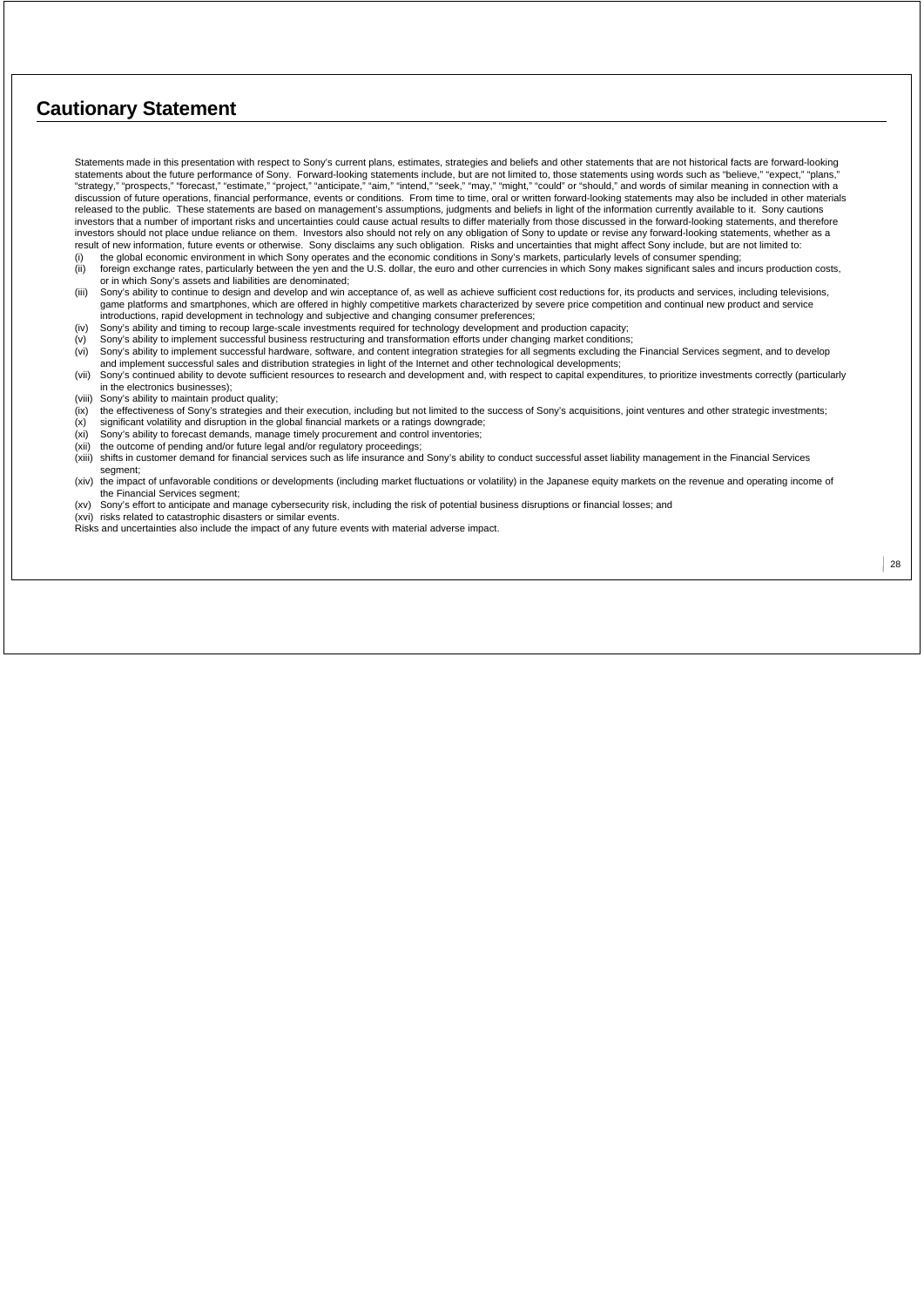# Cautionary Statement

Statements made in this presentation with respect to Sony's current plans, estimates, strategies and beliefs and other statements that are not historical facts are forward-looking statements about the future performance of Sony. Forward-looking statements include, but are not limited to, those statements using words such as "believe," "expect," "plans," "strategy," "prospects," "forecast," "estimate," "project," "anticipate," "aim," "intend," "seek," "may," "might," "could" or "should," and words of similar meaning in connection with a discussion of future operations, financial performance, events or conditions. From time to time, oral or written forward-looking statements may also be included in other materials released to the public. These statements are based on management's assumptions, judgments and beliefs in light of the information currently available to it. Sony cautions investors that a number of important risks and uncertainties could cause actual results to differ materially from those discussed in the forward-looking statements, and therefore investors should not place undue reliance on them. Investors also should not rely on any obligation of Sony to update or revise any forward-looking statements, whether as a result of new information, future events or otherwise. Sony disclaims any such obligation. Risks and uncertainties that might affect Sony include, but are not limited to:

(i) the global economic environment in which Sony operates and the economic conditions in Sony's markets, particularly levels of consumer spending;
(ii) foreign exchange rates, particularly between the yen and the U.S. dollar, the euro and other currencies in which Sony makes significant sales and incurs production costs, or in which Sony's assets and liabilities are denominated;
(iii) Sony's ability to continue to design and develop and win acceptance of, as well as achieve sufficient cost reductions for, its products and services, including televisions, game platforms and smartphones, which are offered in highly competitive markets characterized by severe price competition and continual new product and service introductions, rapid development in technology and subjective and changing consumer preferences;
(iv) Sony's ability and timing to recoup large-scale investments required for technology development and production capacity;
(v) Sony's ability to implement successful business restructuring and transformation efforts under changing market conditions;
(vi) Sony's ability to implement successful hardware, software, and content integration strategies for all segments excluding the Financial Services segment, and to develop and implement successful sales and distribution strategies in light of the Internet and other technological developments;
(vii) Sony's continued ability to devote sufficient resources to research and development and, with respect to capital expenditures, to prioritize investments correctly (particularly in the electronics businesses);
(viii) Sony's ability to maintain product quality;
(ix) the effectiveness of Sony's strategies and their execution, including but not limited to the success of Sony's acquisitions, joint ventures and other strategic investments;
(x) significant volatility and disruption in the global financial markets or a ratings downgrade;
(xi) Sony's ability to forecast demands, manage timely procurement and control inventories;
(xii) the outcome of pending and/or future legal and/or regulatory proceedings;
(xiii) shifts in customer demand for financial services such as life insurance and Sony's ability to conduct successful asset liability management in the Financial Services segment;
(xiv) the impact of unfavorable conditions or developments (including market fluctuations or volatility) in the Japanese equity markets on the revenue and operating income of the Financial Services segment;
(xv) Sony's effort to anticipate and manage cybersecurity risk, including the risk of potential business disruptions or financial losses; and
(xvi) risks related to catastrophic disasters or similar events.

Risks and uncertainties also include the impact of any future events with material adverse impact.